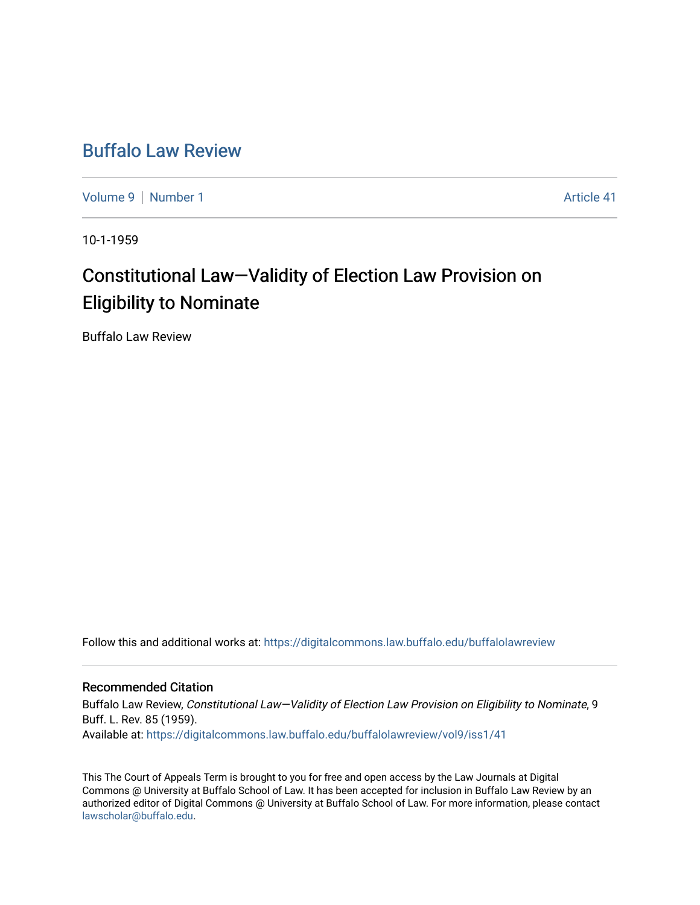# Buffalo Law Review

Volume 9 | Number 1

Article 41

10-1-1959

## Constitutional Law—Validity of Election Law Provision on Eligibility to Nominate

Buffalo Law Review

Follow this and additional works at: https://digitalcommons.law.buffalo.edu/buffalolawreview

### Recommended Citation

Buffalo Law Review, *Constitutional Law—Validity of Election Law Provision on Eligibility to Nominate*, 9 Buff. L. Rev. 85 (1959).
Available at: https://digitalcommons.law.buffalo.edu/buffalolawreview/vol9/iss1/41

This The Court of Appeals Term is brought to you for free and open access by the Law Journals at Digital Commons @ University at Buffalo School of Law. It has been accepted for inclusion in Buffalo Law Review by an authorized editor of Digital Commons @ University at Buffalo School of Law. For more information, please contact lawscholar@buffalo.edu.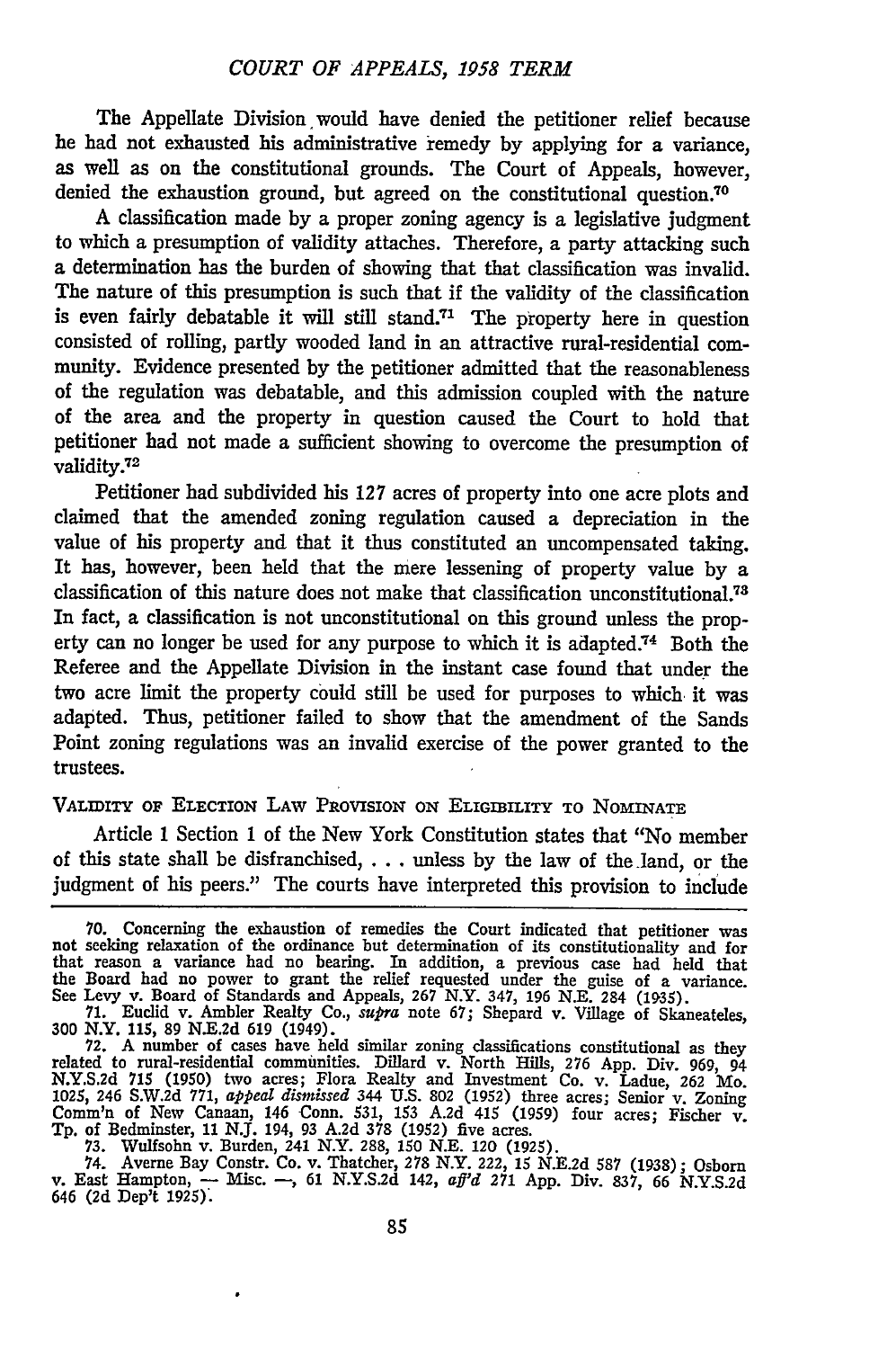The Appellate Division would have denied the petitioner relief because he had not exhausted his administrative remedy by applying for a variance, as well as on the constitutional grounds. The Court of Appeals, however, denied the exhaustion ground, but agreed on the constitutional question.[70]

A classification made by a proper zoning agency is a legislative judgment to which a presumption of validity attaches. Therefore, a party attacking such a determination has the burden of showing that that classification was invalid. The nature of this presumption is such that if the validity of the classification is even fairly debatable it will still stand.[71] The property here in question consisted of rolling, partly wooded land in an attractive rural-residential community. Evidence presented by the petitioner admitted that the reasonableness of the regulation was debatable, and this admission coupled with the nature of the area and the property in question caused the Court to hold that petitioner had not made a sufficient showing to overcome the presumption of validity.[72]

Petitioner had subdivided his 127 acres of property into one acre plots and claimed that the amended zoning regulation caused a depreciation in the value of his property and that it thus constituted an uncompensated taking. It has, however, been held that the mere lessening of property value by a classification of this nature does not make that classification unconstitutional.[73] In fact, a classification is not unconstitutional on this ground unless the property can no longer be used for any purpose to which it is adapted.[74] Both the Referee and the Appellate Division in the instant case found that under the two acre limit the property could still be used for purposes to which it was adapted. Thus, petitioner failed to show that the amendment of the Sands Point zoning regulations was an invalid exercise of the power granted to the trustees.

## Validity of Election Law Provision on Eligibility to Nominate

Article 1 Section 1 of the New York Constitution states that "No member of this state shall be disfranchised, . . . unless by the law of the land, or the judgment of his peers." The courts have interpreted this provision to include

---

70. Concerning the exhaustion of remedies the Court indicated that petitioner was not seeking relaxation of the ordinance but determination of its constitutionality and for that reason a variance had no bearing. In addition, a previous case had held that the Board had no power to grant the relief requested under the guise of a variance. See Levy v. Board of Standards and Appeals, 267 N.Y. 347, 196 N.E. 284 (1935).

71. Euclid v. Ambler Realty Co., *supra* note 67; Shepard v. Village of Skaneateles, 300 N.Y. 115, 89 N.E.2d 619 (1949).

72. A number of cases have held similar zoning classifications constitutional as they related to rural-residential communities. Dillard v. North Hills, 276 App. Div. 969, 94 N.Y.S.2d 715 (1950) two acres; Flora Realty and Investment Co. v. Ladue, 262 Mo. 1025, 246 S.W.2d 771, *appeal dismissed* 344 U.S. 802 (1952) three acres; Senior v. Zoning Comm'n of New Canaan, 146 Conn. 531, 153 A.2d 415 (1959) four acres; Fischer v. Tp. of Bedminster, 11 N.J. 194, 93 A.2d 378 (1952) five acres.

73. Wulfsohn v. Burden, 241 N.Y. 288, 150 N.E. 120 (1925).

74. Averne Bay Constr. Co. v. Thatcher, 278 N.Y. 222, 15 N.E.2d 587 (1938); Osborn v. East Hampton, — Misc. —, 61 N.Y.S.2d 142, *aff'd* 271 App. Div. 837, 66 N.Y.S.2d 646 (2d Dep't 1925).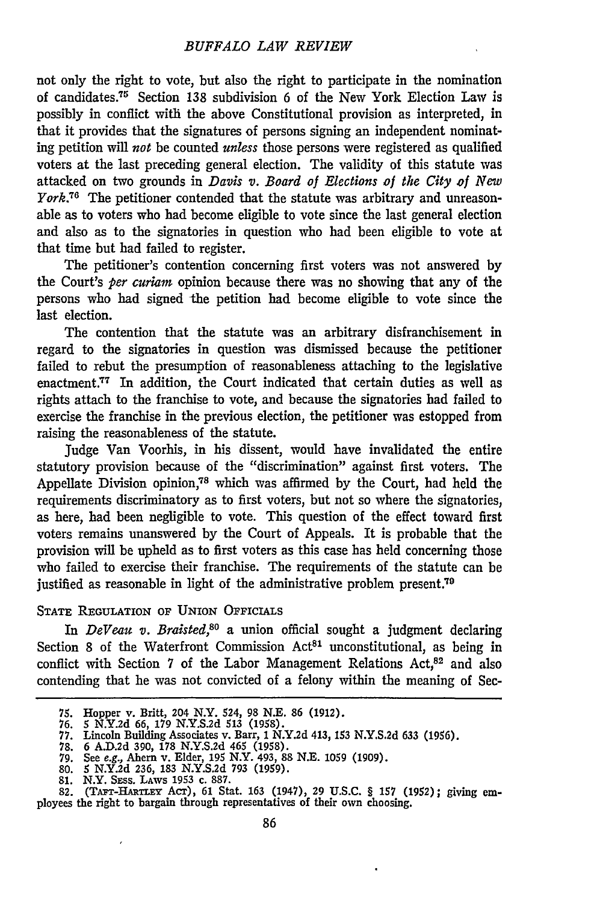not only the right to vote, but also the right to participate in the nomination of candidates.[75] Section 138 subdivision 6 of the New York Election Law is possibly in conflict with the above Constitutional provision as interpreted, in that it provides that the signatures of persons signing an independent nominating petition will *not* be counted *unless* those persons were registered as qualified voters at the last preceding general election. The validity of this statute was attacked on two grounds in *Davis v. Board of Elections of the City of New York*.[76] The petitioner contended that the statute was arbitrary and unreasonable as to voters who had become eligible to vote since the last general election and also as to the signatories in question who had been eligible to vote at that time but had failed to register.

The petitioner's contention concerning first voters was not answered by the Court's *per curiam* opinion because there was no showing that any of the persons who had signed the petition had become eligible to vote since the last election.

The contention that the statute was an arbitrary disfranchisement in regard to the signatories in question was dismissed because the petitioner failed to rebut the presumption of reasonableness attaching to the legislative enactment.[77] In addition, the Court indicated that certain duties as well as rights attach to the franchise to vote, and because the signatories had failed to exercise the franchise in the previous election, the petitioner was estopped from raising the reasonableness of the statute.

Judge Van Voorhis, in his dissent, would have invalidated the entire statutory provision because of the "discrimination" against first voters. The Appellate Division opinion,[78] which was affirmed by the Court, had held the requirements discriminatory as to first voters, but not so where the signatories, as here, had been negligible to vote. This question of the effect toward first voters remains unanswered by the Court of Appeals. It is probable that the provision will be upheld as to first voters as this case has held concerning those who failed to exercise their franchise. The requirements of the statute can be justified as reasonable in light of the administrative problem present.[79]

STATE REGULATION OF UNION OFFICIALS

In *DeVeau v. Braisted*,[80] a union official sought a judgment declaring Section 8 of the Waterfront Commission Act[81] unconstitutional, as being in conflict with Section 7 of the Labor Management Relations Act,[82] and also contending that he was not convicted of a felony within the meaning of Sec-

---

75. Hopper v. Britt, 204 N.Y. 524, 98 N.E. 86 (1912).
76. 5 N.Y.2d 66, 179 N.Y.S.2d 513 (1958).
77. Lincoln Building Associates v. Barr, 1 N.Y.2d 413, 153 N.Y.S.2d 633 (1956).
78. 6 A.D.2d 390, 178 N.Y.S.2d 465 (1958).
79. See *e.g.*, Ahern v. Elder, 195 N.Y. 493, 88 N.E. 1059 (1909).
80. 5 N.Y.2d 236, 183 N.Y.S.2d 793 (1959).
81. N.Y. SESS. LAWS 1953 c. 887.
82. (TAFT-HARTLEY ACT), 61 Stat. 163 (1947), 29 U.S.C. § 157 (1952); giving employees the right to bargain through representatives of their own choosing.